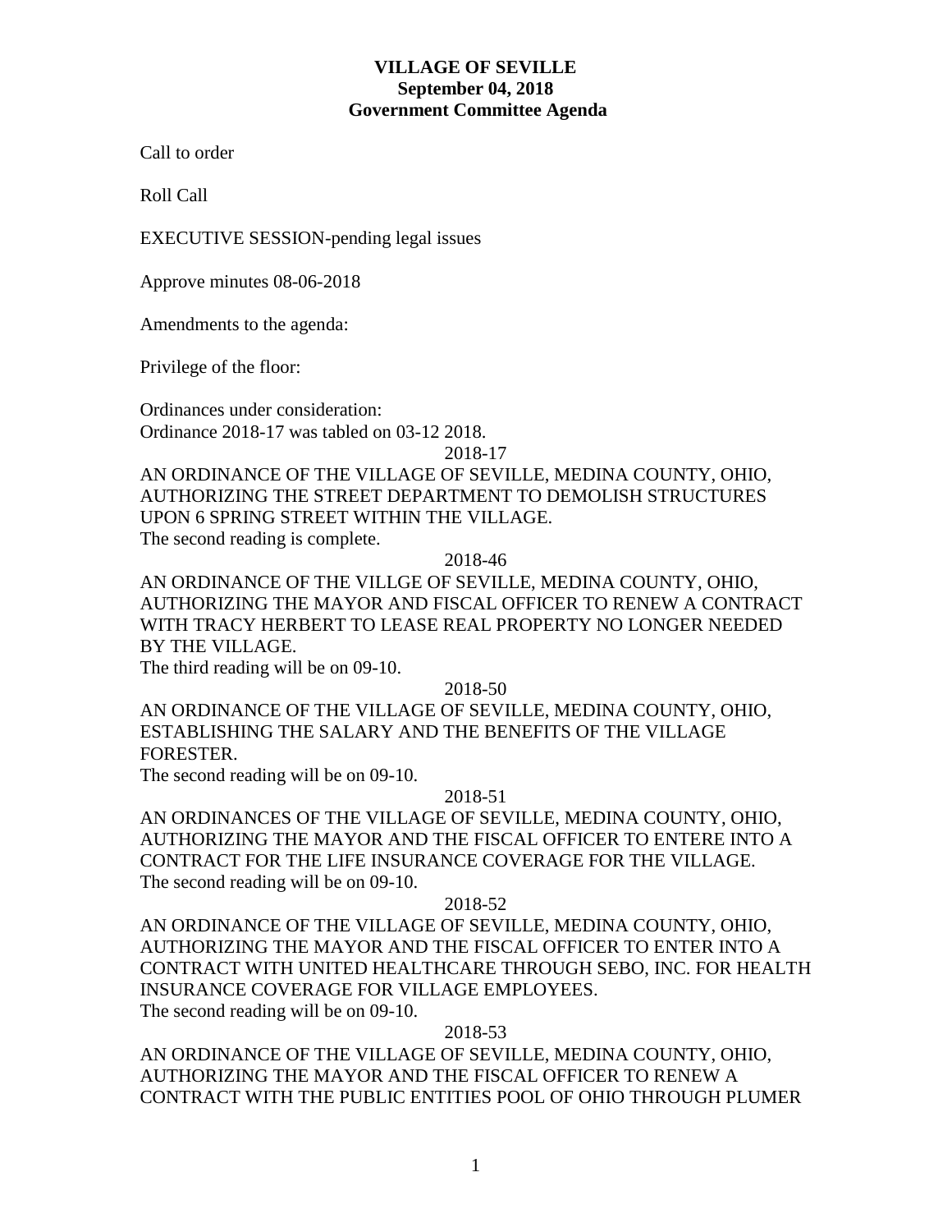# VILLAGE OF SEVILLE
## September 04, 2018
## Government Committee Agenda

Call to order

Roll Call

EXECUTIVE SESSION-pending legal issues

Approve minutes 08-06-2018

Amendments to the agenda:

Privilege of the floor:

Ordinances under consideration:
Ordinance 2018-17 was tabled on 03-12 2018.

2018-17

AN ORDINANCE OF THE VILLAGE OF SEVILLE, MEDINA COUNTY, OHIO, AUTHORIZING THE STREET DEPARTMENT TO DEMOLISH STRUCTURES UPON 6 SPRING STREET WITHIN THE VILLAGE.
The second reading is complete.

2018-46

AN ORDINANCE OF THE VILLGE OF SEVILLE, MEDINA COUNTY, OHIO, AUTHORIZING THE MAYOR AND FISCAL OFFICER TO RENEW A CONTRACT WITH TRACY HERBERT TO LEASE REAL PROPERTY NO LONGER NEEDED BY THE VILLAGE.
The third reading will be on 09-10.

2018-50

AN ORDINANCE OF THE VILLAGE OF SEVILLE, MEDINA COUNTY, OHIO, ESTABLISHING THE SALARY AND THE BENEFITS OF THE VILLAGE FORESTER.
The second reading will be on 09-10.

2018-51

AN ORDINANCES OF THE VILLAGE OF SEVILLE, MEDINA COUNTY, OHIO, AUTHORIZING THE MAYOR AND THE FISCAL OFFICER TO ENTERE INTO A CONTRACT FOR THE LIFE INSURANCE COVERAGE FOR THE VILLAGE.
The second reading will be on 09-10.

2018-52

AN ORDINANCE OF THE VILLAGE OF SEVILLE, MEDINA COUNTY, OHIO, AUTHORIZING THE MAYOR AND THE FISCAL OFFICER TO ENTER INTO A CONTRACT WITH UNITED HEALTHCARE THROUGH SEBO, INC. FOR HEALTH INSURANCE COVERAGE FOR VILLAGE EMPLOYEES.
The second reading will be on 09-10.

2018-53

AN ORDINANCE OF THE VILLAGE OF SEVILLE, MEDINA COUNTY, OHIO, AUTHORIZING THE MAYOR AND THE FISCAL OFFICER TO RENEW A CONTRACT WITH THE PUBLIC ENTITIES POOL OF OHIO THROUGH PLUMER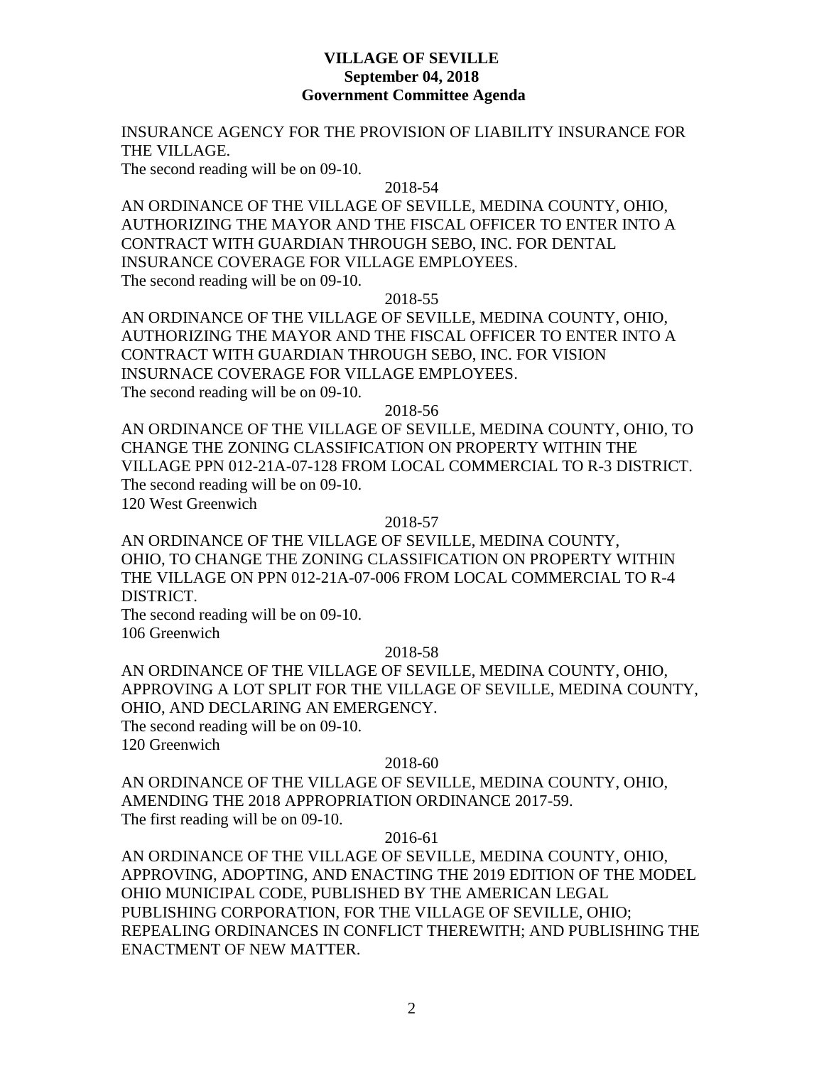INSURANCE AGENCY FOR THE PROVISION OF LIABILITY INSURANCE FOR THE VILLAGE.

The second reading will be on 09-10.

2018-54

AN ORDINANCE OF THE VILLAGE OF SEVILLE, MEDINA COUNTY, OHIO, AUTHORIZING THE MAYOR AND THE FISCAL OFFICER TO ENTER INTO A CONTRACT WITH GUARDIAN THROUGH SEBO, INC. FOR DENTAL INSURANCE COVERAGE FOR VILLAGE EMPLOYEES.

The second reading will be on 09-10.

2018-55

AN ORDINANCE OF THE VILLAGE OF SEVILLE, MEDINA COUNTY, OHIO, AUTHORIZING THE MAYOR AND THE FISCAL OFFICER TO ENTER INTO A CONTRACT WITH GUARDIAN THROUGH SEBO, INC. FOR VISION INSURNACE COVERAGE FOR VILLAGE EMPLOYEES.

The second reading will be on 09-10.

2018-56

AN ORDINANCE OF THE VILLAGE OF SEVILLE, MEDINA COUNTY, OHIO, TO CHANGE THE ZONING CLASSIFICATION ON PROPERTY WITHIN THE VILLAGE PPN 012-21A-07-128 FROM LOCAL COMMERCIAL TO R-3 DISTRICT.

The second reading will be on 09-10.

120 West Greenwich

2018-57

AN ORDINANCE OF THE VILLAGE OF SEVILLE, MEDINA COUNTY, OHIO, TO CHANGE THE ZONING CLASSIFICATION ON PROPERTY WITHIN THE VILLAGE ON PPN 012-21A-07-006 FROM LOCAL COMMERCIAL TO R-4 DISTRICT.

The second reading will be on 09-10.

106 Greenwich

2018-58

AN ORDINANCE OF THE VILLAGE OF SEVILLE, MEDINA COUNTY, OHIO, APPROVING A LOT SPLIT FOR THE VILLAGE OF SEVILLE, MEDINA COUNTY, OHIO, AND DECLARING AN EMERGENCY.

The second reading will be on 09-10.

120 Greenwich

2018-60

AN ORDINANCE OF THE VILLAGE OF SEVILLE, MEDINA COUNTY, OHIO, AMENDING THE 2018 APPROPRIATION ORDINANCE 2017-59.

The first reading will be on 09-10.

2016-61

AN ORDINANCE OF THE VILLAGE OF SEVILLE, MEDINA COUNTY, OHIO, APPROVING, ADOPTING, AND ENACTING THE 2019 EDITION OF THE MODEL OHIO MUNICIPAL CODE, PUBLISHED BY THE AMERICAN LEGAL PUBLISHING CORPORATION, FOR THE VILLAGE OF SEVILLE, OHIO; REPEALING ORDINANCES IN CONFLICT THEREWITH; AND PUBLISHING THE ENACTMENT OF NEW MATTER.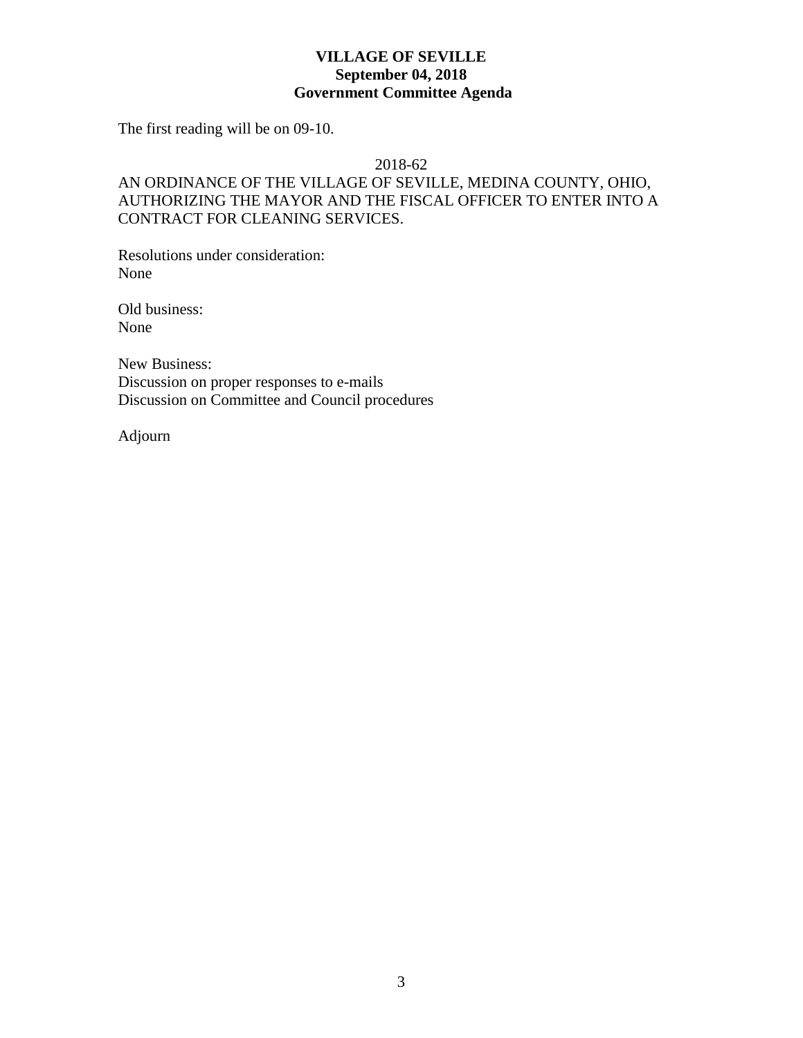**VILLAGE OF SEVILLE**
**September 04, 2018**
**Government Committee Agenda**

The first reading will be on 09-10.

2018-62

AN ORDINANCE OF THE VILLAGE OF SEVILLE, MEDINA COUNTY, OHIO, AUTHORIZING THE MAYOR AND THE FISCAL OFFICER TO ENTER INTO A CONTRACT FOR CLEANING SERVICES.

Resolutions under consideration:
None

Old business:
None

New Business:
Discussion on proper responses to e-mails
Discussion on Committee and Council procedures

Adjourn